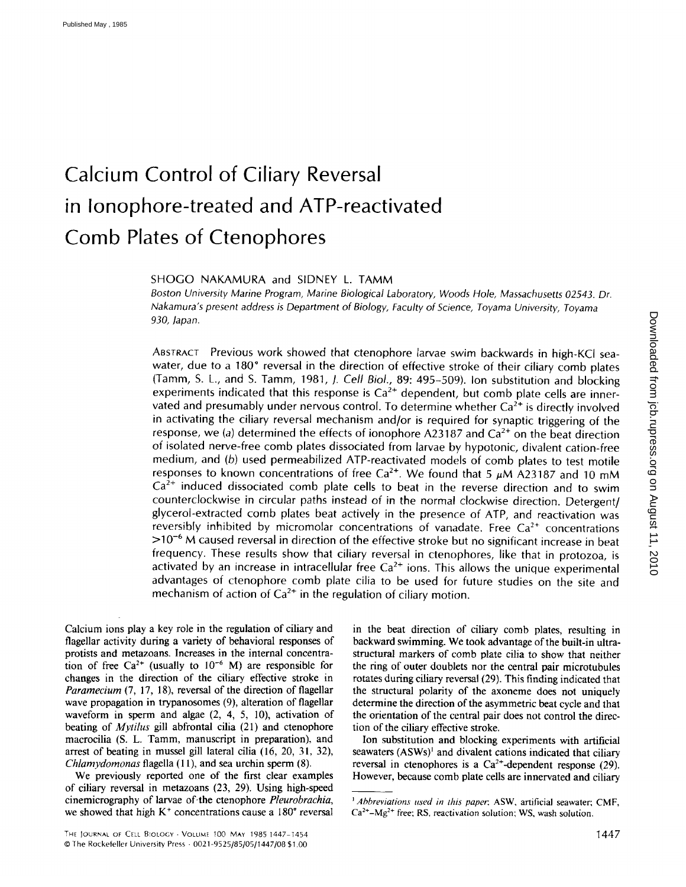# Calcium Control of Ciliary Reversal in Ionophore-treated and ATP-reactivated Comb Plates of Ctenophores

SHOGO NAKAMURA and SIDNEY L. TAMM

*Boston University Marine Program, Marine Biological Laboratory, Woods Hole, Massachusetts 02543. Dr. Nakamura's present address is Department of Biology, Faculty of Science, Toyama University, Toyama 930, Japan.*

ABSTRACT Previous work showed that ctenophore larvae swim backwards in high-KCl seawater, due to a 180° reversal in the direction of effective stroke of their ciliary comb plates (Tamm, S. L., and S. Tamm, 1981, *J. Cell Biol.,* 89: 495–509). Ion substitution and blocking experiments indicated that this response is $Ca^{2+}$ dependent, but comb plate cells are innervated and presumably under nervous control. To determine whether $Ca^{2+}$ is directly involved in activating the ciliary reversal mechanism and/or is required for synaptic triggering of the response, we (*a*) determined the effects of ionophore A23187 and $Ca^{2+}$ on the beat direction of isolated nerve-free comb plates dissociated from larvae by hypotonic, divalent cation-free medium, and (*b*) used permeabilized ATP-reactivated models of comb plates to test motile responses to known concentrations of free $Ca^{2+}$. We found that 5 μM A23187 and 10 mM $Ca^{2+}$ induced dissociated comb plate cells to beat in the reverse direction and to swim counterclockwise in circular paths instead of in the normal clockwise direction. Detergent/glycerol-extracted comb plates beat actively in the presence of ATP, and reactivation was reversibly inhibited by micromolar concentrations of vanadate. Free $Ca^{2+}$ concentrations $>10^{-6}$ M caused reversal in direction of the effective stroke but no significant increase in beat frequency. These results show that ciliary reversal in ctenophores, like that in protozoa, is activated by an increase in intracellular free $Ca^{2+}$ ions. This allows the unique experimental advantages of ctenophore comb plate cilia to be used for future studies on the site and mechanism of action of $Ca^{2+}$ in the regulation of ciliary motion.

Calcium ions play a key role in the regulation of ciliary and flagellar activity during a variety of behavioral responses of protists and metazoans. Increases in the internal concentration of free $Ca^{2+}$ (usually to $10^{-6}$ M) are responsible for changes in the direction of the ciliary effective stroke in *Paramecium* (7, 17, 18), reversal of the direction of flagellar wave propagation in trypanosomes (9), alteration of flagellar waveform in sperm and algae (2, 4, 5, 10), activation of beating of *Mytilus* gill abfrontal cilia (21) and ctenophore macrocilia (S. L. Tamm, manuscript in preparation), and arrest of beating in mussel gill lateral cilia (16, 20, 31, 32), *Chlamydomonas* flagella (11), and sea urchin sperm (8).

We previously reported one of the first clear examples of ciliary reversal in metazoans (23, 29). Using high-speed cinemicrography of larvae of the ctenophore *Pleurobrachia*, we showed that high $K^+$ concentrations cause a 180° reversal in the beat direction of ciliary comb plates, resulting in backward swimming. We took advantage of the built-in ultrastructural markers of comb plate cilia to show that neither the ring of outer doublets nor the central pair microtubules rotates during ciliary reversal (29). This finding indicated that the structural polarity of the axoneme does not uniquely determine the direction of the asymmetric beat cycle and that the orientation of the central pair does not control the direction of the ciliary effective stroke.

Ion substitution and blocking experiments with artificial seawaters (ASWs)[1] and divalent cations indicated that ciliary reversal in ctenophores is a $Ca^{2+}$-dependent response (29). However, because comb plate cells are innervated and ciliary

[1] *Abbreviations used in this paper:* ASW, artificial seawater; CMF, $Ca^{2+}$–$Mg^{2+}$ free; RS, reactivation solution; WS, wash solution.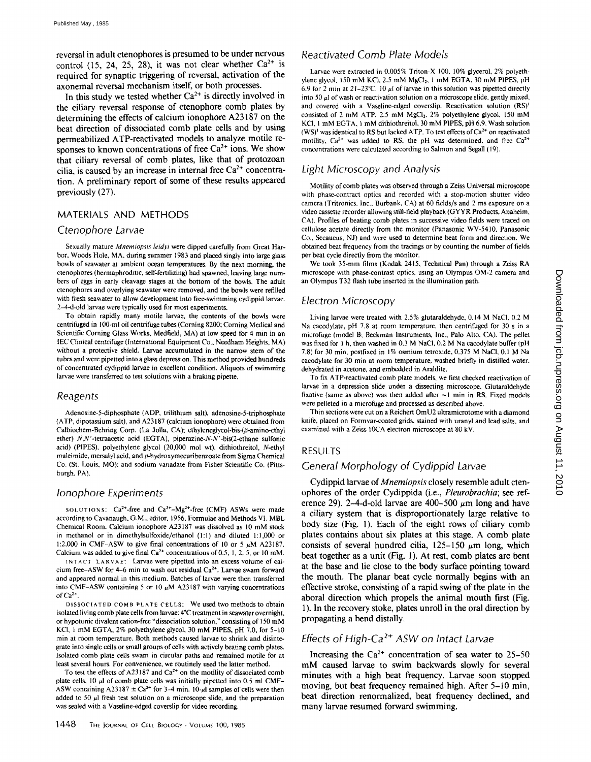reversal in adult ctenophores is presumed to be under nervous control (15, 24, 25, 28), it was not clear whether $Ca^{2+}$ is required for synaptic triggering of reversal, activation of the axonemal reversal mechanism itself, or both processes.

In this study we tested whether $Ca^{2+}$ is directly involved in the ciliary reversal response of ctenophore comb plates by determining the effects of calcium ionophore A23187 on the beat direction of dissociated comb plate cells and by using permeabilized ATP-reactivated models to analyze motile responses to known concentrations of free $Ca^{2+}$ ions. We show that ciliary reversal of comb plates, like that of protozoan cilia, is caused by an increase in internal free $Ca^{2+}$ concentration. A preliminary report of some of these results appeared previously (27).

## MATERIALS AND METHODS

### Ctenophore Larvae

Sexually mature *Mnemiopsis leidyi* were dipped carefully from Great Harbor, Woods Hole, MA, during summer 1983 and placed singly into large glass bowls of seawater at ambient ocean temperatures. By the next morning, the ctenophores (hermaphroditic, self-fertilizing) had spawned, leaving large numbers of eggs in early cleavage stages at the bottom of the bowls. The adult ctenophores and overlying seawater were removed, and the bowls were refilled with fresh seawater to allow development into free-swimming cydippid larvae. 2–4-d-old larvae were typically used for most experiments.

To obtain rapidly many motile larvae, the contents of the bowls were centrifuged in 100-ml oil centrifuge tubes (Corning 8200; Corning Medical and Scientific Corning Glass Works, Medfield, MA) at low speed for 4 min in an IEC Clinical centrifuge (International Equipment Co., Needham Heights, MA) without a protective shield. Larvae accumulated in the narrow stem of the tubes and were pipetted into a glass depression. This method provided hundreds of concentrated cydippid larvae in excellent condition. Aliquots of swimming larvae were transferred to test solutions with a braking pipette.

### Reagents

Adenosine-5-diphosphate (ADP, trilithium salt), adenosine-5-triphosphate (ATP, dipotassium salt), and A23187 (calcium ionophore) were obtained from Calbiochem-Behring Corp. (La Jolla, CA); ethyleneglycol-bis-($\beta$-amino-ethyl ether) $N,N'$-tetraacetic acid (EGTA), piperazine-$N$-$N'$-bis(2-ethane sulfonic acid) (PIPES), polyethylene glycol (20,000 mol wt), dithiothreitol, $N$-ethyl maleimide, mersalyl acid, and $p$-hydroxymecuribenzoate from Sigma Chemical Co. (St. Louis, MO); and sodium vanadate from Fisher Scientific Co. (Pittsburgh, PA).

### Ionophore Experiments

SOLUTIONS: $Ca^{2+}$-free and $Ca^{2+}$-$Mg^{2+}$-free (CMF) ASWs were made according to Cavanaugh, G.M., editor, 1956, Formulae and Methods VI. MBL Chemical Room. Calcium ionophore A23187 was dissolved as 10 mM stock in methanol or in dimethylsulfoxide/ethanol (1:1) and diluted 1:1,000 or 1:2,000 in CMF-ASW to give final concentrations of 10 or 5 $\mu$M A23187. Calcium was added to give final $Ca^{2+}$ concentrations of 0.5, 1, 2, 5, or 10 mM.

INTACT LARVAE: Larvae were pipetted into an excess volume of calcium free-ASW for 4–6 min to wash out residual $Ca^{2+}$. Larvae swam forward and appeared normal in this medium. Batches of larvae were then transferred into CMF-ASW containing 5 or 10 $\mu$M A23187 with varying concentrations of $Ca^{2+}$.

DISSOCIATED COMB PLATE CELLS: We used two methods to obtain isolated living comb plate cells from larvae: 4°C treatment in seawater overnight, or hypotonic divalent cation-free "dissociation solution," consisting of 150 mM KCl, 1 mM EGTA, 2% polyethylene glycol, 30 mM PIPES, pH 7.0, for 5–10 min at room temperature. Both methods caused larvae to shrink and disintegrate into single cells or small groups of cells with actively beating comb plates. Isolated comb plate cells swam in circular paths and remained motile for at least several hours. For convenience, we routinely used the latter method.

To test the effects of A23187 and $Ca^{2+}$ on the motility of dissociated comb plate cells, 10 $\mu$l of comb plate cells was initially pipetted into 0.5 ml CMF-ASW containing A23187 ± $Ca^{2+}$ for 3–4 min. 10-$\mu$l samples of cells were then added to 50 $\mu$l fresh test solution on a microscope slide, and the preparation was sealed with a Vaseline-edged coverslip for video recording.

### Reactivated Comb Plate Models

Larvae were extracted in 0.005% Triton-X 100, 10% glycerol, 2% polyethylene glycol, 150 mM KCl, 2.5 mM $MgCl_2$, 1 mM EGTA, 30 mM PIPES, pH 6.9 for 2 min at 21–23°C. 10 $\mu$l of larvae in this solution was pipetted directly into 50 $\mu$l of wash or reactivation solution on a microscope slide, gently mixed, and covered with a Vaseline-edged coverslip. Reactivation solution (RS)[1] consisted of 2 mM ATP, 2.5 mM $MgCl_2$, 2% polyethylene glycol, 150 mM KCl, 1 mM EGTA, 1 mM dithiothreitol, 30 mM PIPES, pH 6.9. Wash solution (WS)[1] was identical to RS but lacked ATP. To test effects of $Ca^{2+}$ on reactivated motility, $Ca^{2+}$ was added to RS, the pH was determined, and free $Ca^{2+}$ concentrations were calculated according to Salmon and Segall (19).

### Light Microscopy and Analysis

Motility of comb plates was observed through a Zeiss Universal microscope with phase-contract optics and recorded with a stop-motion shutter video camera (Tritronics, Inc., Burbank, CA) at 60 fields/s and 2 ms exposure on a video cassette recorder allowing still-field playback (GYYR Products, Anaheim, CA). Profiles of beating comb plates in successive video fields were traced on cellulose acetate directly from the monitor (Panasonic WV-5410, Panasonic Co., Secaucus, NJ) and were used to determine beat form and direction. We obtained beat frequency from the tracings or by counting the number of fields per beat cycle directly from the monitor.

We took 35-mm films (Kodak 2415, Technical Pan) through a Zeiss RA microscope with phase-contrast optics, using an Olympus OM-2 camera and an Olympus T32 flash tube inserted in the illumination path.

### Electron Microscopy

Living larvae were treated with 2.5% glutaraldehyde, 0.14 M NaCl, 0.2 M Na cacodylate, pH 7.8 at room temperature, then centrifuged for 30 s in a microfuge (model B; Beckman Instruments, Inc., Palo Alto, CA). The pellet was fixed for 1 h, then washed in 0.3 M NaCl, 0.2 M Na cacodylate buffer (pH 7.8) for 30 min, postfixed in 1% osmium tetroxide, 0.375 M NaCl, 0.1 M Na cacodylate for 30 min at room temperature, washed briefly in distilled water, dehydrated in acetone, and embedded in Araldite.

To fix ATP-reactivated comb plate models, we first checked reactivation of larvae in a depression slide under a dissecting microscope. Glutaraldehyde fixative (same as above) was then added after ~1 min in RS. Fixed models were pelleted in a microfuge and processed as described above.

Thin sections were cut on a Reichert OmU2 ultramicrotome with a diamond knife, placed on Formvar-coated grids, stained with uranyl and lead salts, and examined with a Zeiss 10CA electron microscope at 80 kV.

## RESULTS

### General Morphology of Cydippid Larvae

Cydippid larvae of *Mnemiopsis* closely resemble adult ctenophores of the order Cydippida (i.e., *Pleurobrachia*; see reference 29). 2–4-d-old larvae are 400–500 $\mu$m long and have a ciliary system that is disproportionately large relative to body size (Fig. 1). Each of the eight rows of ciliary comb plates contains about six plates at this stage. A comb plate consists of several hundred cilia, 125–150 $\mu$m long, which beat together as a unit (Fig. 1). At rest, comb plates are bent at the base and lie close to the body surface pointing toward the mouth. The planar beat cycle normally begins with an effective stroke, consisting of a rapid swing of the plate in the aboral direction which propels the animal mouth first (Fig. 1). In the recovery stoke, plates unroll in the oral direction by propagating a bend distally.

### Effects of High-$Ca^{2+}$ ASW on Intact Larvae

Increasing the $Ca^{2+}$ concentration of sea water to 25–50 mM caused larvae to swim backwards slowly for several minutes with a high beat frequency. Larvae soon stopped moving, but beat frequency remained high. After 5–10 min, beat direction renormalized, beat frequency declined, and many larvae resumed forward swimming.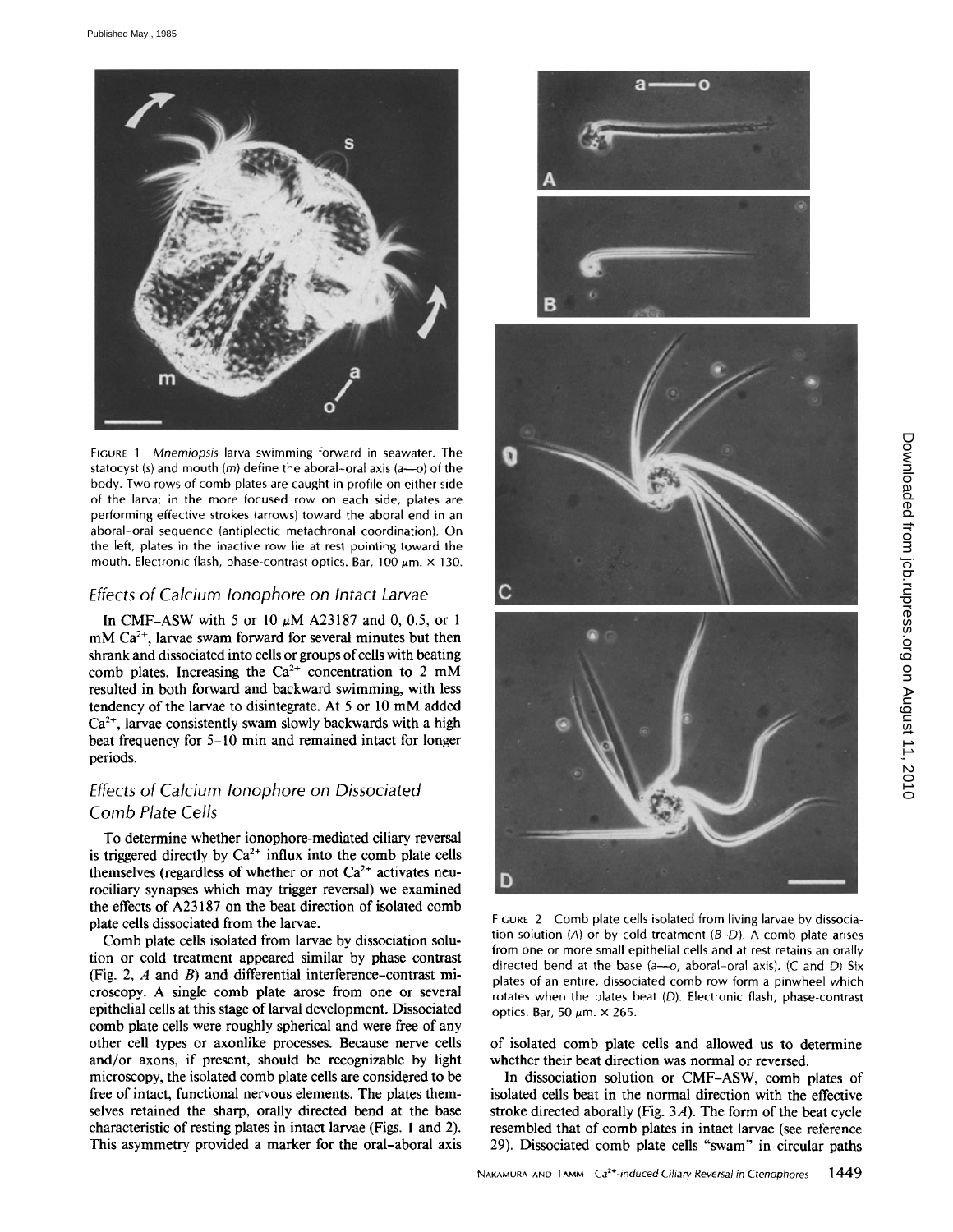FIGURE 1 *Mnemiopsis* larva swimming forward in seawater. The statocyst (s) and mouth (m) define the aboral-oral axis (a—o) of the body. Two rows of comb plates are caught in profile on either side of the larva; in the more focused row on each side, plates are performing effective strokes (arrows) toward the aboral end in an aboral-oral sequence (antiplectic metachronal coordination). On the left, plates in the inactive row lie at rest pointing toward the mouth. Electronic flash, phase-contrast optics. Bar, 100 μm. × 130.

## Effects of Calcium Ionophore on Intact Larvae

In CMF-ASW with 5 or 10 μM A23187 and 0, 0.5, or 1 mM $Ca^{2+}$, larvae swam forward for several minutes but then shrank and dissociated into cells or groups of cells with beating comb plates. Increasing the $Ca^{2+}$ concentration to 2 mM resulted in both forward and backward swimming, with less tendency of the larvae to disintegrate. At 5 or 10 mM added $Ca^{2+}$, larvae consistently swam slowly backwards with a high beat frequency for 5–10 min and remained intact for longer periods.

## Effects of Calcium Ionophore on Dissociated Comb Plate Cells

To determine whether ionophore-mediated ciliary reversal is triggered directly by $Ca^{2+}$ influx into the comb plate cells themselves (regardless of whether or not $Ca^{2+}$ activates neurociliary synapses which may trigger reversal) we examined the effects of A23187 on the beat direction of isolated comb plate cells dissociated from the larvae.

Comb plate cells isolated from larvae by dissociation solution or cold treatment appeared similar by phase contrast (Fig. 2, *A* and *B*) and differential interference-contrast microscopy. A single comb plate arose from one or several epithelial cells at this stage of larval development. Dissociated comb plate cells were roughly spherical and were free of any other cell types or axonlike processes. Because nerve cells and/or axons, if present, should be recognizable by light microscopy, the isolated comb plate cells are considered to be free of intact, functional nervous elements. The plates themselves retained the sharp, orally directed bend at the base characteristic of resting plates in intact larvae (Figs. 1 and 2). This asymmetry provided a marker for the oral-aboral axis of isolated comb plate cells and allowed us to determine whether their beat direction was normal or reversed.

FIGURE 2 Comb plate cells isolated from living larvae by dissociation solution (*A*) or by cold treatment (*B*–*D*). A comb plate arises from one or more small epithelial cells and at rest retains an orally directed bend at the base (a—o, aboral-oral axis). (*C* and *D*) Six plates of an entire, dissociated comb row form a pinwheel which rotates when the plates beat (*D*). Electronic flash, phase-contrast optics. Bar, 50 μm. × 265.

In dissociation solution or CMF-ASW, comb plates of isolated cells beat in the normal direction with the effective stroke directed aborally (Fig. 3*A*). The form of the beat cycle resembled that of comb plates in intact larvae (see reference 29). Dissociated comb plate cells "swam" in circular paths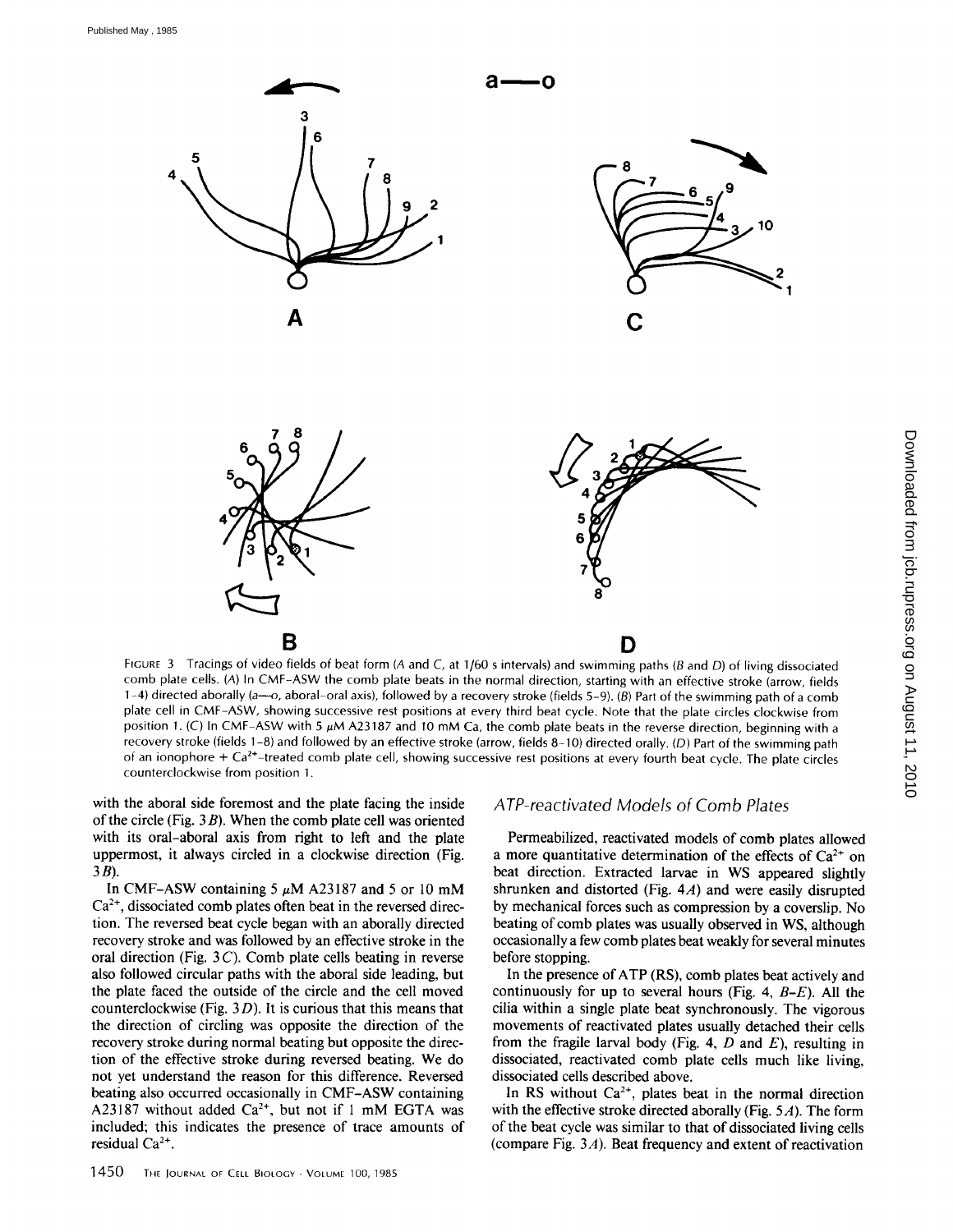a—o

A

C

B

D

FIGURE 3 Tracings of video fields of beat form (*A* and *C*, at 1/60 s intervals) and swimming paths (*B* and *D*) of living dissociated comb plate cells. (*A*) In CMF-ASW the comb plate beats in the normal direction, starting with an effective stroke (arrow, fields 1–4) directed aborally (a—o, aboral-oral axis), followed by a recovery stroke (fields 5–9). (*B*) Part of the swimming path of a comb plate cell in CMF-ASW, showing successive rest positions at every third beat cycle. Note that the plate circles clockwise from position 1. (*C*) In CMF-ASW with 5 μM A23187 and 10 mM Ca, the comb plate beats in the reverse direction, beginning with a recovery stroke (fields 1–8) and followed by an effective stroke (arrow, fields 8–10) directed orally. (*D*) Part of the swimming path of an ionophore + $Ca^{2+}$-treated comb plate cell, showing successive rest positions at every fourth beat cycle. The plate circles counterclockwise from position 1.

with the aboral side foremost and the plate facing the inside of the circle (Fig. 3*B*). When the comb plate cell was oriented with its oral-aboral axis from right to left and the plate uppermost, it always circled in a clockwise direction (Fig. 3*B*).

In CMF-ASW containing 5 μM A23187 and 5 or 10 mM $Ca^{2+}$, dissociated comb plates often beat in the reversed direction. The reversed beat cycle began with an aborally directed recovery stroke and was followed by an effective stroke in the oral direction (Fig. 3*C*). Comb plate cells beating in reverse also followed circular paths with the aboral side leading, but the plate faced the outside of the circle and the cell moved counterclockwise (Fig. 3*D*). It is curious that this means that the direction of circling was opposite the direction of the recovery stroke during normal beating but opposite the direction of the effective stroke during reversed beating. We do not yet understand the reason for this difference. Reversed beating also occurred occasionally in CMF-ASW containing A23187 without added $Ca^{2+}$, but not if 1 mM EGTA was included; this indicates the presence of trace amounts of residual $Ca^{2+}$.

## *ATP-reactivated Models of Comb Plates*

Permeabilized, reactivated models of comb plates allowed a more quantitative determination of the effects of $Ca^{2+}$ on beat direction. Extracted larvae in WS appeared slightly shrunken and distorted (Fig. 4*A*) and were easily disrupted by mechanical forces such as compression by a coverslip. No beating of comb plates was usually observed in WS, although occasionally a few comb plates beat weakly for several minutes before stopping.

In the presence of ATP (RS), comb plates beat actively and continuously for up to several hours (Fig. 4, *B–E*). All the cilia within a single plate beat synchronously. The vigorous movements of reactivated plates usually detached their cells from the fragile larval body (Fig. 4, *D* and *E*), resulting in dissociated, reactivated comb plate cells much like living, dissociated cells described above.

In RS without $Ca^{2+}$, plates beat in the normal direction with the effective stroke directed aborally (Fig. 5*A*). The form of the beat cycle was similar to that of dissociated living cells (compare Fig. 3*A*). Beat frequency and extent of reactivation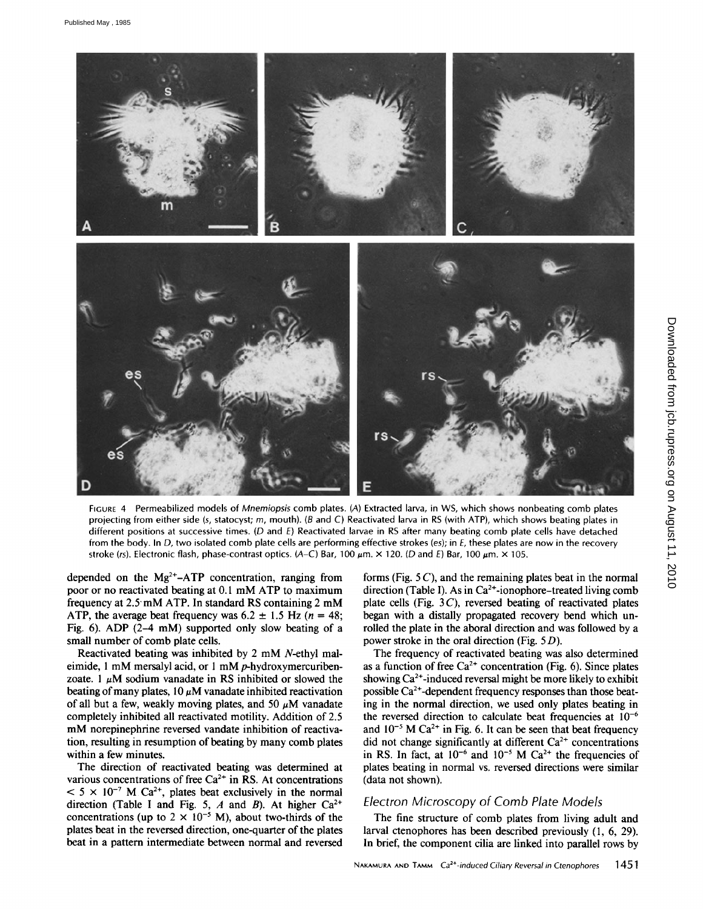FIGURE 4 Permeabilized models of *Mnemiopsis* comb plates. (*A*) Extracted larva, in WS, which shows nonbeating comb plates projecting from either side (*s*, statocyst; *m*, mouth). (*B* and *C*) Reactivated larva in RS (with ATP), which shows beating plates in different positions at successive times. (*D* and *E*) Reactivated larvae in RS after many beating comb plate cells have detached from the body. In *D*, two isolated comb plate cells are performing effective strokes (*es*); in *E*, these plates are now in the recovery stroke (*rs*). Electronic flash, phase-contrast optics. (*A–C*) Bar, 100 μm. × 120. (*D* and *E*) Bar, 100 μm. × 105.

depended on the $Mg^{2+}$–ATP concentration, ranging from poor or no reactivated beating at 0.1 mM ATP to maximum frequency at 2.5 mM ATP. In standard RS containing 2 mM ATP, the average beat frequency was 6.2 ± 1.5 Hz ($n = 48$; Fig. 6). ADP (2–4 mM) supported only slow beating of a small number of comb plate cells.

Reactivated beating was inhibited by 2 mM *N*-ethyl maleimide, 1 mM mersalyl acid, or 1 mM *p*-hydroxymercuribenzoate. 1 μM sodium vanadate in RS inhibited or slowed the beating of many plates, 10 μM vanadate inhibited reactivation of all but a few, weakly moving plates, and 50 μM vanadate completely inhibited all reactivated motility. Addition of 2.5 mM norepinephrine reversed vandate inhibition of reactivation, resulting in resumption of beating by many comb plates within a few minutes.

The direction of reactivated beating was determined at various concentrations of free $Ca^{2+}$ in RS. At concentrations $< 5 \times 10^{-7}$ M $Ca^{2+}$, plates beat exclusively in the normal direction (Table I and Fig. 5, *A* and *B*). At higher $Ca^{2+}$ concentrations (up to $2 \times 10^{-5}$ M), about two-thirds of the plates beat in the reversed direction, one-quarter of the plates beat in a pattern intermediate between normal and reversed forms (Fig. 5 *C*), and the remaining plates beat in the normal direction (Table I). As in $Ca^{2+}$-ionophore–treated living comb plate cells (Fig. 3 *C*), reversed beating of reactivated plates began with a distally propagated recovery bend which unrolled the plate in the aboral direction and was followed by a power stroke in the oral direction (Fig. 5 *D*).

The frequency of reactivated beating was also determined as a function of free $Ca^{2+}$ concentration (Fig. 6). Since plates showing $Ca^{2+}$-induced reversal might be more likely to exhibit possible $Ca^{2+}$-dependent frequency responses than those beating in the normal direction, we used only plates beating in the reversed direction to calculate beat frequencies at $10^{-6}$ and $10^{-5}$ M $Ca^{2+}$ in Fig. 6. It can be seen that beat frequency did not change significantly at different $Ca^{2+}$ concentrations in RS. In fact, at $10^{-6}$ and $10^{-5}$ M $Ca^{2+}$ the frequencies of plates beating in normal vs. reversed directions were similar (data not shown).

## Electron Microscopy of Comb Plate Models

The fine structure of comb plates from living adult and larval ctenophores has been described previously (1, 6, 29). In brief, the component cilia are linked into parallel rows by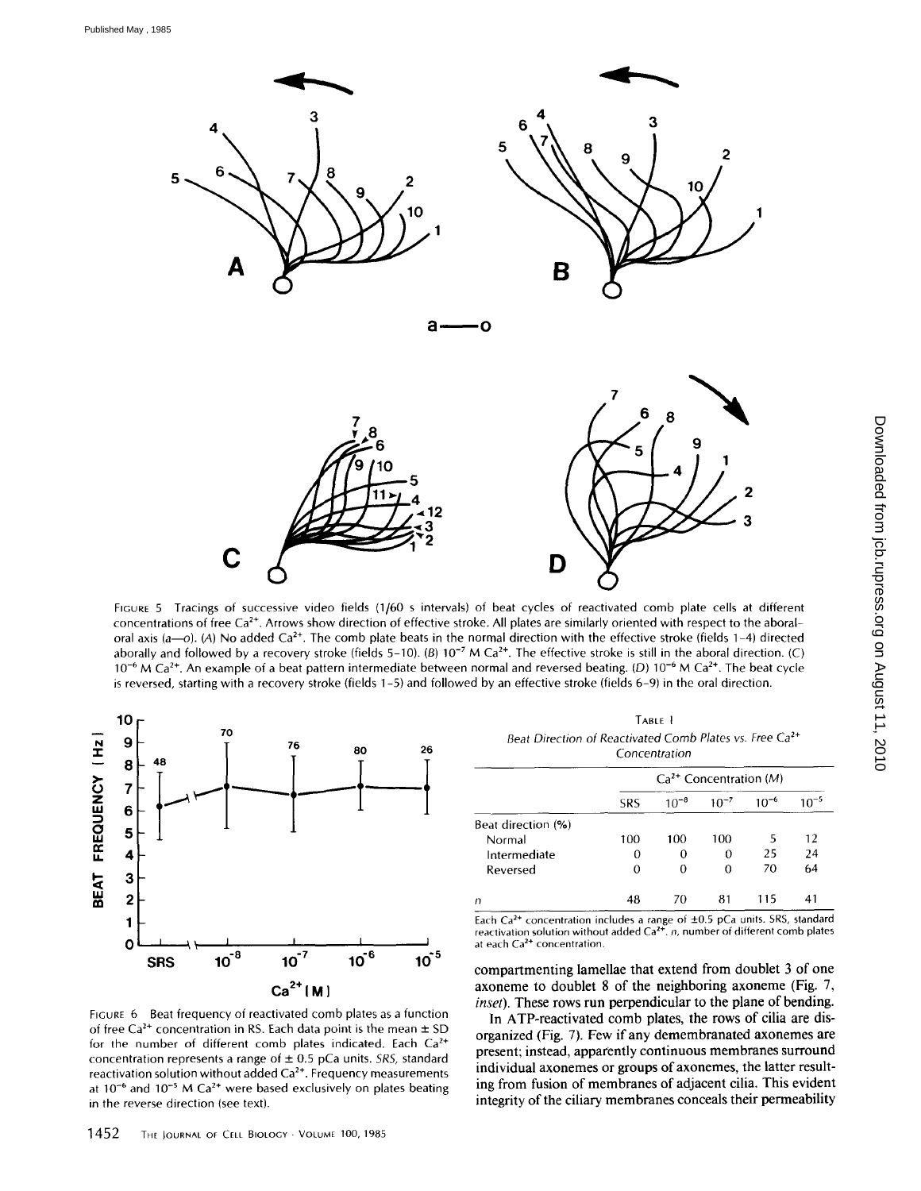FIGURE 5 Tracings of successive video fields (1/60 s intervals) of beat cycles of reactivated comb plate cells at different concentrations of free $Ca^{2+}$. Arrows show direction of effective stroke. All plates are similarly oriented with respect to the aboral-oral axis (a—o). (A) No added $Ca^{2+}$. The comb plate beats in the normal direction with the effective stroke (fields 1–4) directed aborally and followed by a recovery stroke (fields 5–10). (B) $10^{-7}$ M $Ca^{2+}$. The effective stroke is still in the aboral direction. (C) $10^{-6}$ M $Ca^{2+}$. An example of a beat pattern intermediate between normal and reversed beating. (D) $10^{-6}$ M $Ca^{2+}$. The beat cycle is reversed, starting with a recovery stroke (fields 1–5) and followed by an effective stroke (fields 6–9) in the oral direction.

BEAT FREQUENCY (Hz)

10
9
8
7
6
5
4
3
2
1
0

48
70
76
80
26

SRS
$10^{-8}$
$10^{-7}$
$10^{-6}$
$10^{-5}$

$Ca^{2+}$ (M)

FIGURE 6 Beat frequency of reactivated comb plates as a function of free $Ca^{2+}$ concentration in RS. Each data point is the mean ± SD for the number of different comb plates indicated. Each $Ca^{2+}$ concentration represents a range of ± 0.5 pCa units. *SRS*, standard reactivation solution without added $Ca^{2+}$. Frequency measurements at $10^{-6}$ and $10^{-5}$ M $Ca^{2+}$ were based exclusively on plates beating in the reverse direction (see text).

TABLE I
*Beat Direction of Reactivated Comb Plates vs. Free $Ca^{2+}$ Concentration*

| | $Ca^{2+}$ Concentration (M) | | | | |
|---|---|---|---|---|---|
| | SRS | $10^{-8}$ | $10^{-7}$ | $10^{-6}$ | $10^{-5}$ |
| Beat direction (%) | | | | | |
| Normal | 100 | 100 | 100 | 5 | 12 |
| Intermediate | 0 | 0 | 0 | 25 | 24 |
| Reversed | 0 | 0 | 0 | 70 | 64 |
| *n* | 48 | 70 | 81 | 115 | 41 |

Each $Ca^{2+}$ concentration includes a range of ±0.5 pCa units. SRS, standard reactivation solution without added $Ca^{2+}$. *n*, number of different comb plates at each $Ca^{2+}$ concentration.

compartmenting lamellae that extend from doublet 3 of one axoneme to doublet 8 of the neighboring axoneme (Fig. 7, *inset*). These rows run perpendicular to the plane of bending.

In ATP-reactivated comb plates, the rows of cilia are disorganized (Fig. 7). Few if any demembranated axonemes are present; instead, apparently continuous membranes surround individual axonemes or groups of axonemes, the latter resulting from fusion of membranes of adjacent cilia. This evident integrity of the ciliary membranes conceals their permeability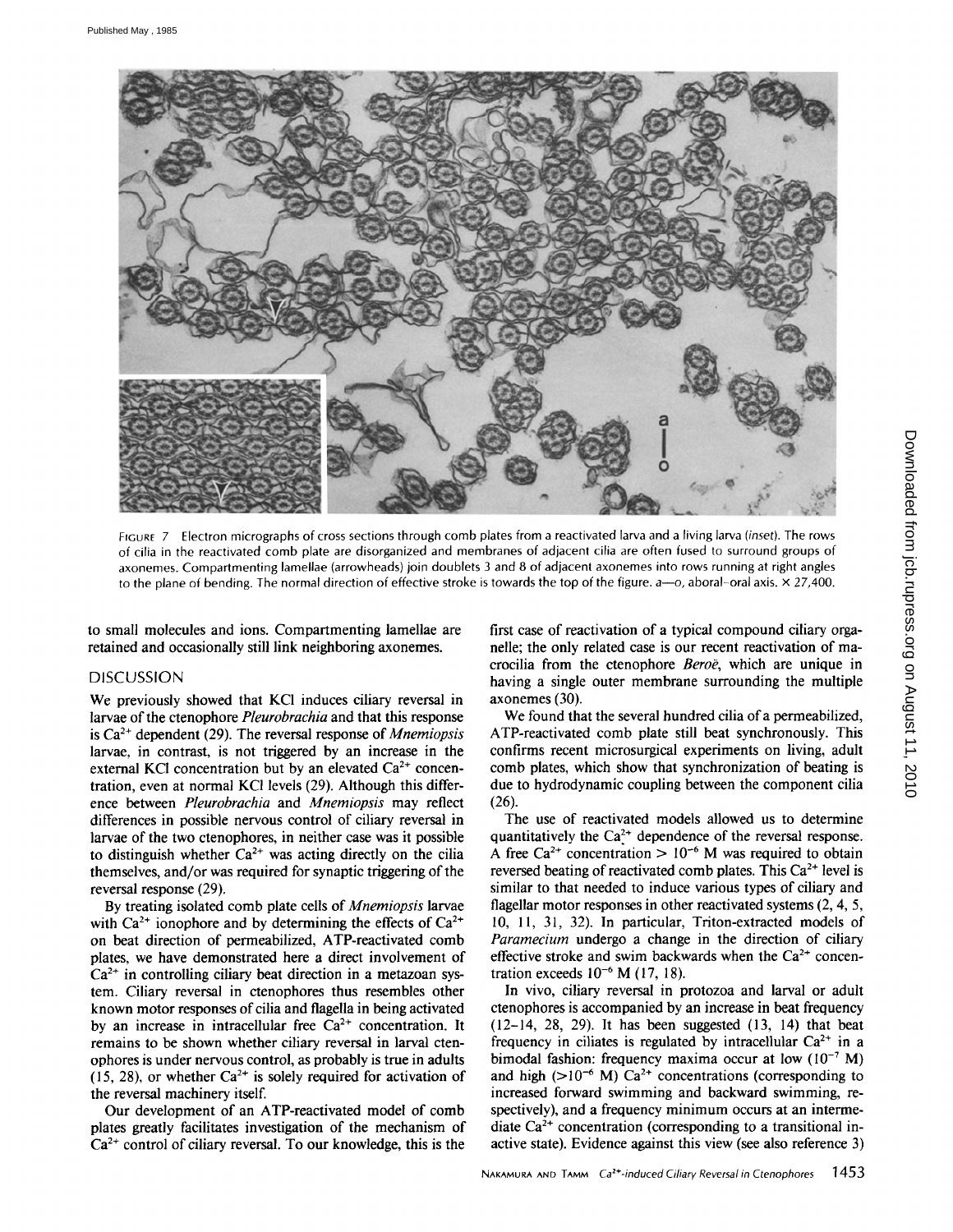FIGURE 7 Electron micrographs of cross sections through comb plates from a reactivated larva and a living larva (*inset*). The rows of cilia in the reactivated comb plate are disorganized and membranes of adjacent cilia are often fused to surround groups of axonemes. Compartmenting lamellae (arrowheads) join doublets 3 and 8 of adjacent axonemes into rows running at right angles to the plane of bending. The normal direction of effective stroke is towards the top of the figure. *a—o*, aboral–oral axis. × 27,400.

to small molecules and ions. Compartmenting lamellae are retained and occasionally still link neighboring axonemes.

## DISCUSSION

We previously showed that KCl induces ciliary reversal in larvae of the ctenophore *Pleurobrachia* and that this response is $Ca^{2+}$ dependent (29). The reversal response of *Mnemiopsis* larvae, in contrast, is not triggered by an increase in the external KCl concentration but by an elevated $Ca^{2+}$ concentration, even at normal KCl levels (29). Although this difference between *Pleurobrachia* and *Mnemiopsis* may reflect differences in possible nervous control of ciliary reversal in larvae of the two ctenophores, in neither case was it possible to distinguish whether $Ca^{2+}$ was acting directly on the cilia themselves, and/or was required for synaptic triggering of the reversal response (29).

By treating isolated comb plate cells of *Mnemiopsis* larvae with $Ca^{2+}$ ionophore and by determining the effects of $Ca^{2+}$ on beat direction of permeabilized, ATP-reactivated comb plates, we have demonstrated here a direct involvement of $Ca^{2+}$ in controlling ciliary beat direction in a metazoan system. Ciliary reversal in ctenophores thus resembles other known motor responses of cilia and flagella in being activated by an increase in intracellular free $Ca^{2+}$ concentration. It remains to be shown whether ciliary reversal in larval ctenophores is under nervous control, as probably is true in adults (15, 28), or whether $Ca^{2+}$ is solely required for activation of the reversal machinery itself.

Our development of an ATP-reactivated model of comb plates greatly facilitates investigation of the mechanism of $Ca^{2+}$ control of ciliary reversal. To our knowledge, this is the first case of reactivation of a typical compound ciliary organelle; the only related case is our recent reactivation of macrocilia from the ctenophore *Beroë*, which are unique in having a single outer membrane surrounding the multiple axonemes (30).

We found that the several hundred cilia of a permeabilized, ATP-reactivated comb plate still beat synchronously. This confirms recent microsurgical experiments on living, adult comb plates, which show that synchronization of beating is due to hydrodynamic coupling between the component cilia (26).

The use of reactivated models allowed us to determine quantitatively the $Ca^{2+}$ dependence of the reversal response. A free $Ca^{2+}$ concentration $> 10^{-6}$ M was required to obtain reversed beating of reactivated comb plates. This $Ca^{2+}$ level is similar to that needed to induce various types of ciliary and flagellar motor responses in other reactivated systems (2, 4, 5, 10, 11, 31, 32). In particular, Triton-extracted models of *Paramecium* undergo a change in the direction of ciliary effective stroke and swim backwards when the $Ca^{2+}$ concentration exceeds $10^{-6}$ M (17, 18).

In vivo, ciliary reversal in protozoa and larval or adult ctenophores is accompanied by an increase in beat frequency (12–14, 28, 29). It has been suggested (13, 14) that beat frequency in ciliates is regulated by intracellular $Ca^{2+}$ in a bimodal fashion: frequency maxima occur at low ($10^{-7}$ M) and high ($>10^{-6}$ M) $Ca^{2+}$ concentrations (corresponding to increased forward swimming and backward swimming, respectively), and a frequency minimum occurs at an intermediate $Ca^{2+}$ concentration (corresponding to a transitional inactive state). Evidence against this view (see also reference 3)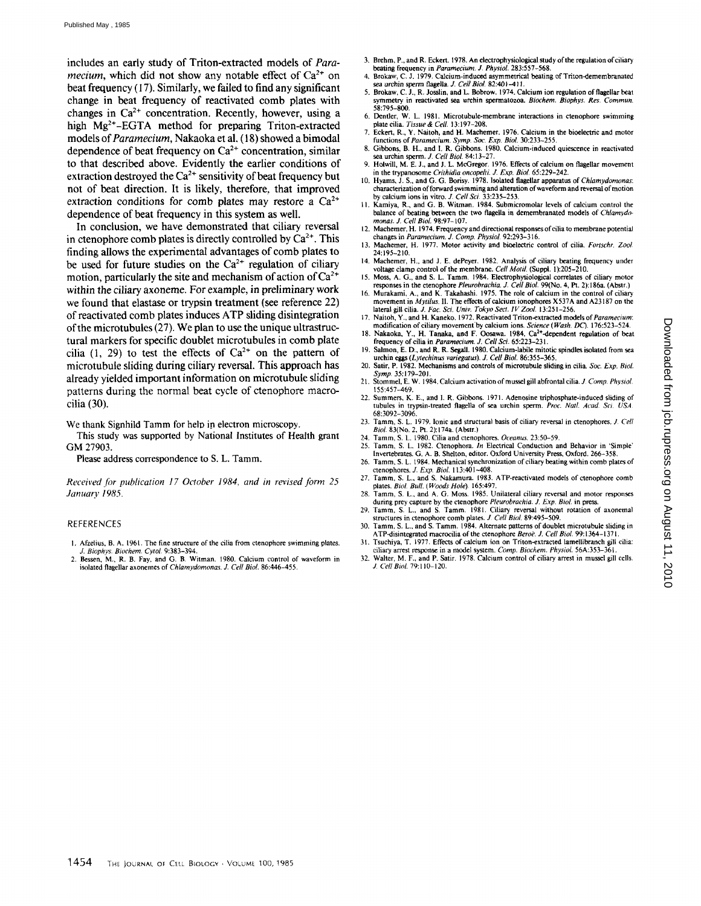includes an early study of Triton-extracted models of *Paramecium*, which did not show any notable effect of $Ca^{2+}$ on beat frequency (17). Similarly, we failed to find any significant change in beat frequency of reactivated comb plates with changes in $Ca^{2+}$ concentration. Recently, however, using a high $Mg^{2+}$-EGTA method for preparing Triton-extracted models of *Paramecium*, Nakaoka et al. (18) showed a bimodal dependence of beat frequency on $Ca^{2+}$ concentration, similar to that described above. Evidently the earlier conditions of extraction destroyed the $Ca^{2+}$ sensitivity of beat frequency but not of beat direction. It is likely, therefore, that improved extraction conditions for comb plates may restore a $Ca^{2+}$ dependence of beat frequency in this system as well.

In conclusion, we have demonstrated that ciliary reversal in ctenophore comb plates is directly controlled by $Ca^{2+}$. This finding allows the experimental advantages of comb plates to be used for future studies on the $Ca^{2+}$ regulation of ciliary motion, particularly the site and mechanism of action of $Ca^{2+}$ within the ciliary axoneme. For example, in preliminary work we found that elastase or trypsin treatment (see reference 22) of reactivated comb plates induces ATP sliding disintegration of the microtubules (27). We plan to use the unique ultrastructural markers for specific doublet microtubules in comb plate cilia (1, 29) to test the effects of $Ca^{2+}$ on the pattern of microtubule sliding during ciliary reversal. This approach has already yielded important information on microtubule sliding patterns during the normal beat cycle of ctenophore macrocilia (30).

We thank Signhild Tamm for help in electron microscopy.

This study was supported by National Institutes of Health grant GM 27903.

Please address correspondence to S. L. Tamm.

*Received for publication 17 October 1984, and in revised form 25 January 1985.*

## REFERENCES

1. Afzelius, B. A. 1961. The fine structure of the cilia from ctenophore swimming plates. *J. Biophys. Biochem. Cytol.* 9:383–394.
2. Bessen, M., R. B. Fay, and G. B. Witman. 1980. Calcium control of waveform in isolated flagellar axonemes of *Chlamydomonas*. *J. Cell Biol.* 86:446–455.
3. Brehm, P., and R. Eckert. 1978. An electrophysiological study of the regulation of ciliary beating frequency in *Paramecium*. *J. Physiol.* 283:557–568.
4. Brokaw, C. J. 1979. Calcium-induced asymmetrical beating of Triton-demembranated sea urchin sperm flagella. *J. Cell Biol.* 82:401–411.
5. Brokaw, C. J., R. Josslin, and L. Bobrow. 1974. Calcium ion regulation of flagellar beat symmetry in reactivated sea urchin spermatozoa. *Biochem. Biophys. Res. Commun.* 58:795–800.
6. Dentler, W. L. 1981. Microtubule-membrane interactions in ctenophore swimming plate cilia. *Tissue & Cell.* 13:197–208.
7. Eckert, R., Y. Naitoh, and H. Machemer. 1976. Calcium in the bioelectric and motor functions of *Paramecium*. *Symp. Soc. Exp. Biol.* 30:233–255.
8. Gibbons, B. H., and I. R. Gibbons. 1980. Calcium-induced quiescence in reactivated sea urchin sperm. *J. Cell Biol.* 84:13–27.
9. Holwill, M. E. J., and J. L. McGregor. 1976. Effects of calcium on flagellar movement in the trypanosome *Crithidia oncopelti*. *J. Exp. Biol.* 65:229–242.
10. Hyams, J. S., and G. G. Borisy. 1978. Isolated flagellar apparatus of *Chlamydomonas*: characterization of forward swimming and alteration of waveform and reversal of motion by calcium ions in vitro. *J. Cell Sci.* 33:235–253.
11. Kamiya, R., and G. B. Witman. 1984. Submicromolar levels of calcium control the balance of beating between the two flagella in demembranated models of *Chlamydomonas*. *J. Cell Biol.* 98:97–107.
12. Machemer, H. 1974. Frequency and directional responses of cilia to membrane potential changes in *Paramecium*. *J. Comp. Physiol.* 92:293–316.
13. Machemer, H. 1977. Motor activity and bioelectric control of cilia. *Fortschr. Zool.* 24:195–210.
14. Machemer, H., and J. E. dePeyer. 1982. Analysis of ciliary beating frequency under voltage clamp control of the membrane. *Cell Motil.* (Suppl. 1):205–210.
15. Moss, A. G., and S. L. Tamm. 1984. Electrophysiological correlates of ciliary motor responses in the ctenophore *Pleurobrachia*. *J. Cell Biol.* 99(No. 4, Pt. 2):186a. (Abstr.)
16. Murakami, A., and K. Takahashi. 1975. The role of calcium in the control of ciliary movement in *Mytilus*. II. The effects of calcium ionophores X537A and A23187 on the lateral gill cilia. *J. Fac. Sci. Univ. Tokyo Sect. IV Zool.* 13:251–256.
17. Naitoh, Y., and H. Kaneko. 1972. Reactivated Triton-extracted models of *Paramecium*: modification of ciliary movement by calcium ions. *Science (Wash. DC)*. 176:523–524.
18. Nakaoka, Y., H. Tanaka, and F. Oosawa. 1984. $Ca^{2+}$-dependent regulation of beat frequency of cilia in *Paramecium*. *J. Cell Sci.* 65:223–231.
19. Salmon, E. D., and R. R. Segall. 1980. Calcium-labile mitotic spindles isolated from sea urchin eggs (*Lytechinus variegatus*). *J. Cell Biol.* 86:355–365.
20. Satir, P. 1982. Mechanisms and controls of microtubule sliding in cilia. *Soc. Exp. Biol. Symp.* 35:179–201.
21. Stommel, E. W. 1984. Calcium activation of mussel gill abfrontal cilia. *J. Comp. Physiol.* 155:457–469.
22. Summers, K. E., and I. R. Gibbons. 1971. Adenosine triphosphate-induced sliding of tubules in trypsin-treated flagella of sea urchin sperm. *Proc. Natl. Acad. Sci. USA.* 68:3092–3096.
23. Tamm, S. L. 1979. Ionic and structural basis of ciliary reversal in ctenophores. *J. Cell Biol.* 83(No. 2, Pt. 2):174a. (Abstr.)
24. Tamm, S. L. 1980. Cilia and ctenophores. *Oceanus.* 23:50–59.
25. Tamm, S. L. 1982. Ctenophora. *In* Electrical Conduction and Behavior in 'Simple' Invertebrates. G. A. B. Shelton, editor. Oxford University Press, Oxford. 266–358.
26. Tamm, S. L. 1984. Mechanical synchronization of ciliary beating within comb plates of ctenophores. *J. Exp. Biol.* 113:401–408.
27. Tamm, S. L., and S. Nakamura. 1983. ATP-reactivated models of ctenophore comb plates. *Biol. Bull. (Woods Hole).* 165:497.
28. Tamm, S. L., and A. G. Moss. 1985. Unilateral ciliary reversal and motor responses during prey capture by the ctenophore *Pleurobrachia*. *J. Exp. Biol.* in press.
29. Tamm, S. L., and S. Tamm. 1981. Ciliary reversal without rotation of axonemal structures in ctenophore comb plates. *J. Cell Biol.* 89:495–509.
30. Tamm, S. L., and S. Tamm. 1984. Alternate patterns of doublet microtubule sliding in ATP-disintegrated macrocilia of the ctenophore *Beroë*. *J. Cell Biol.* 99:1364–1371.
31. Tsuchiya, T. 1977. Effects of calcium ion on Triton-extracted lamellibranch gill cilia: ciliary arrest response in a model system. *Comp. Biochem. Physiol.* 56A:353–361.
32. Walter, M. F., and P. Satir. 1978. Calcium control of ciliary arrest in mussel gill cells. *J. Cell Biol.* 79:110–120.